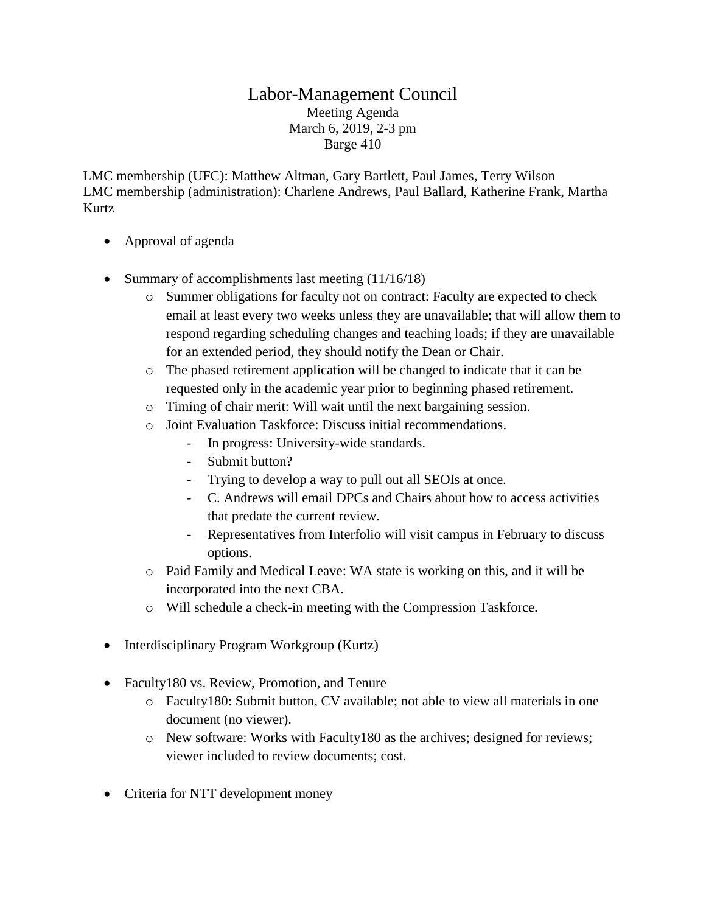# Labor-Management Council

Meeting Agenda
March 6, 2019, 2-3 pm
Barge 410

LMC membership (UFC): Matthew Altman, Gary Bartlett, Paul James, Terry Wilson
LMC membership (administration): Charlene Andrews, Paul Ballard, Katherine Frank, Martha Kurtz

- Approval of agenda

- Summary of accomplishments last meeting (11/16/18)
  - Summer obligations for faculty not on contract: Faculty are expected to check email at least every two weeks unless they are unavailable; that will allow them to respond regarding scheduling changes and teaching loads; if they are unavailable for an extended period, they should notify the Dean or Chair.
  - The phased retirement application will be changed to indicate that it can be requested only in the academic year prior to beginning phased retirement.
  - Timing of chair merit: Will wait until the next bargaining session.
  - Joint Evaluation Taskforce: Discuss initial recommendations.
    - In progress: University-wide standards.
    - Submit button?
    - Trying to develop a way to pull out all SEOIs at once.
    - C. Andrews will email DPCs and Chairs about how to access activities that predate the current review.
    - Representatives from Interfolio will visit campus in February to discuss options.
  - Paid Family and Medical Leave: WA state is working on this, and it will be incorporated into the next CBA.
  - Will schedule a check-in meeting with the Compression Taskforce.

- Interdisciplinary Program Workgroup (Kurtz)

- Faculty180 vs. Review, Promotion, and Tenure
  - Faculty180: Submit button, CV available; not able to view all materials in one document (no viewer).
  - New software: Works with Faculty180 as the archives; designed for reviews; viewer included to review documents; cost.

- Criteria for NTT development money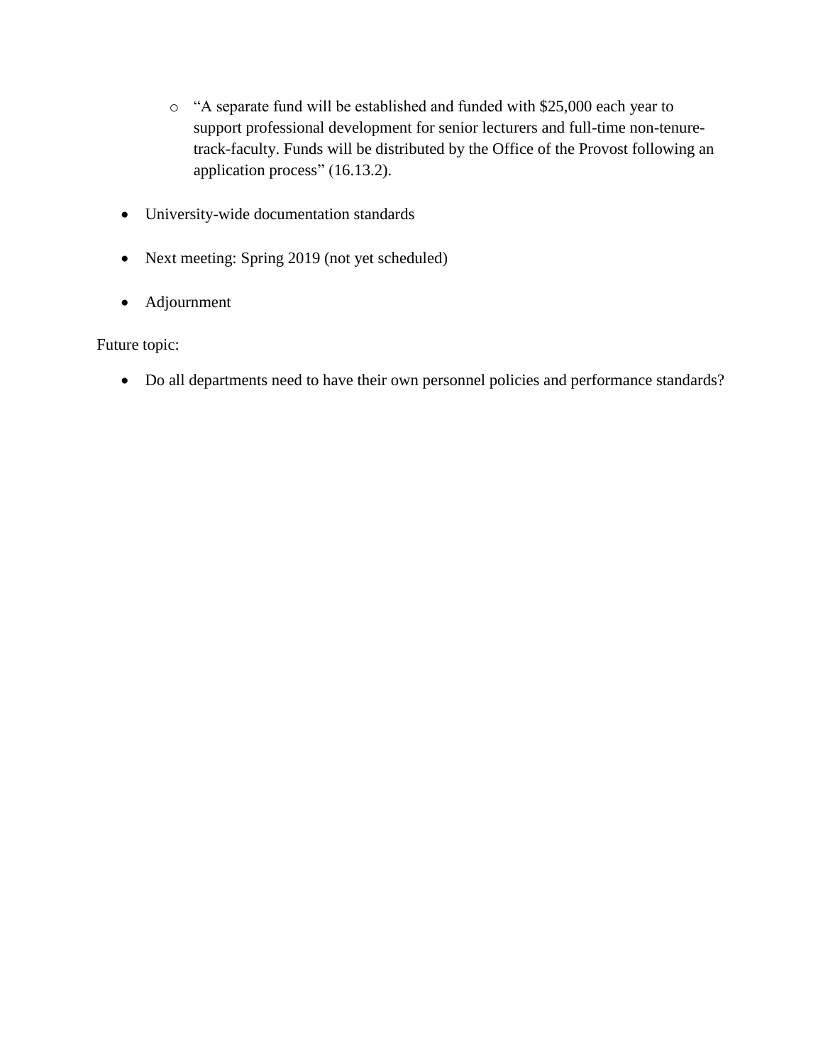- "A separate fund will be established and funded with $25,000 each year to support professional development for senior lecturers and full-time non-tenure-track-faculty. Funds will be distributed by the Office of the Provost following an application process" (16.13.2).

- University-wide documentation standards

- Next meeting: Spring 2019 (not yet scheduled)

- Adjournment

Future topic:

- Do all departments need to have their own personnel policies and performance standards?